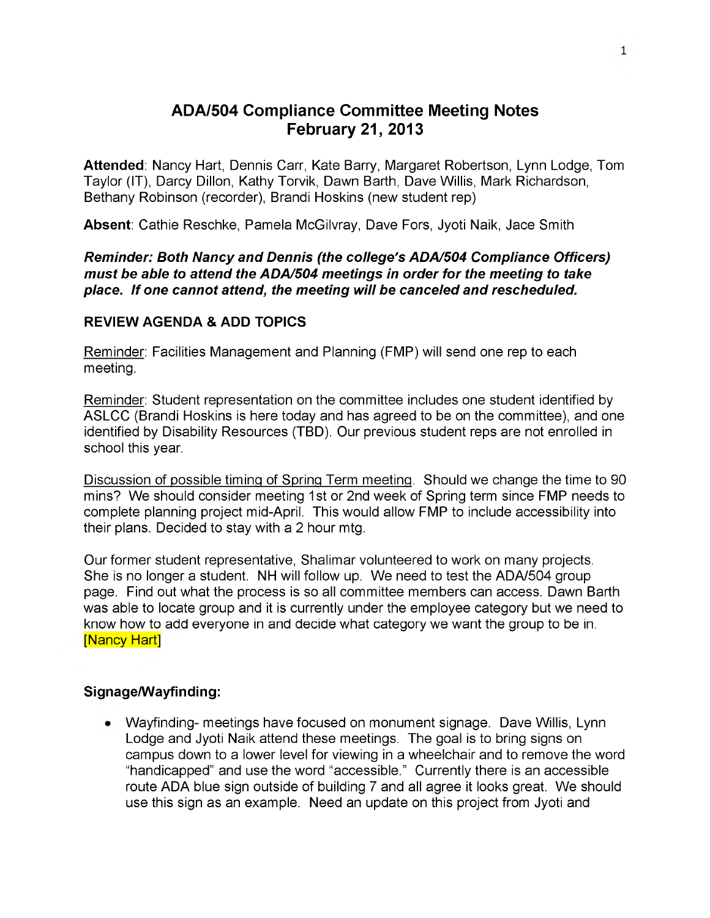# ADA/504 Compliance Committee Meeting Notes
## February 21, 2013

**Attended**: Nancy Hart, Dennis Carr, Kate Barry, Margaret Robertson, Lynn Lodge, Tom Taylor (IT), Darcy Dillon, Kathy Torvik, Dawn Barth, Dave Willis, Mark Richardson, Bethany Robinson (recorder), Brandi Hoskins (new student rep)

**Absent**: Cathie Reschke, Pamela McGilvray, Dave Fors, Jyoti Naik, Jace Smith

***Reminder: Both Nancy and Dennis (the college's ADA/504 Compliance Officers) must be able to attend the ADA/504 meetings in order for the meeting to take place. If one cannot attend, the meeting will be canceled and rescheduled.***

### REVIEW AGENDA & ADD TOPICS

Reminder: Facilities Management and Planning (FMP) will send one rep to each meeting.

Reminder: Student representation on the committee includes one student identified by ASLCC (Brandi Hoskins is here today and has agreed to be on the committee), and one identified by Disability Resources (TBD). Our previous student reps are not enrolled in school this year.

Discussion of possible timing of Spring Term meeting. Should we change the time to 90 mins? We should consider meeting 1st or 2nd week of Spring term since FMP needs to complete planning project mid-April. This would allow FMP to include accessibility into their plans. Decided to stay with a 2 hour mtg.

Our former student representative, Shalimar volunteered to work on many projects. She is no longer a student. NH will follow up. We need to test the ADA/504 group page. Find out what the process is so all committee members can access. Dawn Barth was able to locate group and it is currently under the employee category but we need to know how to add everyone in and decide what category we want the group to be in. [Nancy Hart]

### Signage/Wayfinding:

- Wayfinding- meetings have focused on monument signage. Dave Willis, Lynn Lodge and Jyoti Naik attend these meetings. The goal is to bring signs on campus down to a lower level for viewing in a wheelchair and to remove the word "handicapped" and use the word "accessible." Currently there is an accessible route ADA blue sign outside of building 7 and all agree it looks great. We should use this sign as an example. Need an update on this project from Jyoti and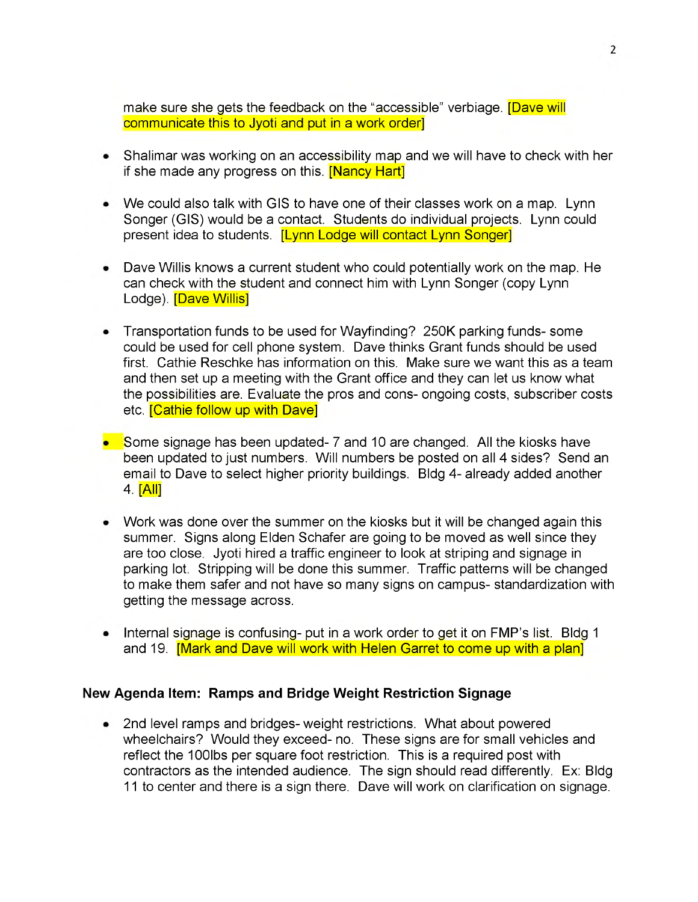make sure she gets the feedback on the "accessible" verbiage. [Dave will communicate this to Jyoti and put in a work order]

- Shalimar was working on an accessibility map and we will have to check with her if she made any progress on this. [Nancy Hart]

- We could also talk with GIS to have one of their classes work on a map. Lynn Songer (GIS) would be a contact. Students do individual projects. Lynn could present idea to students. [Lynn Lodge will contact Lynn Songer]

- Dave Willis knows a current student who could potentially work on the map. He can check with the student and connect him with Lynn Songer (copy Lynn Lodge). [Dave Willis]

- Transportation funds to be used for Wayfinding? 250K parking funds- some could be used for cell phone system. Dave thinks Grant funds should be used first. Cathie Reschke has information on this. Make sure we want this as a team and then set up a meeting with the Grant office and they can let us know what the possibilities are. Evaluate the pros and cons- ongoing costs, subscriber costs etc. [Cathie follow up with Dave]

- Some signage has been updated- 7 and 10 are changed. All the kiosks have been updated to just numbers. Will numbers be posted on all 4 sides? Send an email to Dave to select higher priority buildings. Bldg 4- already added another 4. [All]

- Work was done over the summer on the kiosks but it will be changed again this summer. Signs along Elden Schafer are going to be moved as well since they are too close. Jyoti hired a traffic engineer to look at striping and signage in parking lot. Stripping will be done this summer. Traffic patterns will be changed to make them safer and not have so many signs on campus- standardization with getting the message across.

- Internal signage is confusing- put in a work order to get it on FMP's list. Bldg 1 and 19. [Mark and Dave will work with Helen Garret to come up with a plan]

**New Agenda Item: Ramps and Bridge Weight Restriction Signage**

- 2nd level ramps and bridges- weight restrictions. What about powered wheelchairs? Would they exceed- no. These signs are for small vehicles and reflect the 100lbs per square foot restriction. This is a required post with contractors as the intended audience. The sign should read differently. Ex: Bldg 11 to center and there is a sign there. Dave will work on clarification on signage.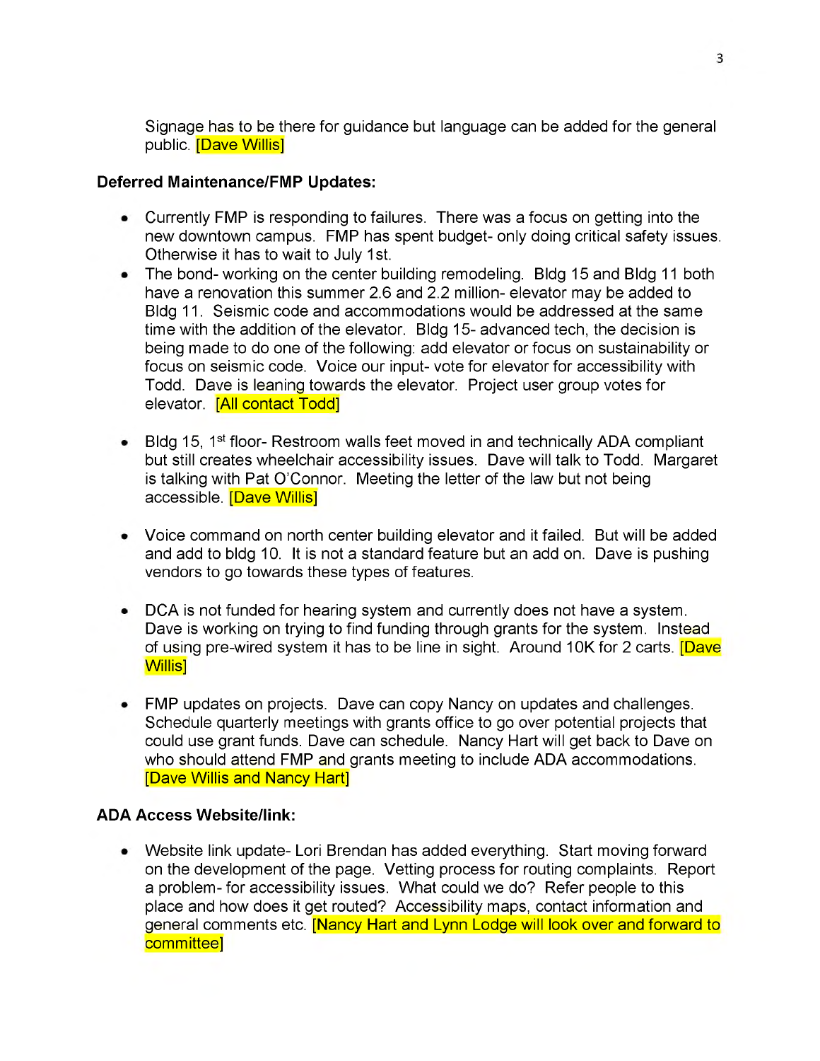Signage has to be there for guidance but language can be added for the general public. [Dave Willis]

**Deferred Maintenance/FMP Updates:**

- Currently FMP is responding to failures. There was a focus on getting into the new downtown campus. FMP has spent budget- only doing critical safety issues. Otherwise it has to wait to July 1st.
- The bond- working on the center building remodeling. Bldg 15 and Bldg 11 both have a renovation this summer 2.6 and 2.2 million- elevator may be added to Bldg 11. Seismic code and accommodations would be addressed at the same time with the addition of the elevator. Bldg 15- advanced tech, the decision is being made to do one of the following: add elevator or focus on sustainability or focus on seismic code. Voice our input- vote for elevator for accessibility with Todd. Dave is leaning towards the elevator. Project user group votes for elevator. [All contact Todd]
- Bldg 15, 1st floor- Restroom walls feet moved in and technically ADA compliant but still creates wheelchair accessibility issues. Dave will talk to Todd. Margaret is talking with Pat O'Connor. Meeting the letter of the law but not being accessible. [Dave Willis]
- Voice command on north center building elevator and it failed. But will be added and add to bldg 10. It is not a standard feature but an add on. Dave is pushing vendors to go towards these types of features.
- DCA is not funded for hearing system and currently does not have a system. Dave is working on trying to find funding through grants for the system. Instead of using pre-wired system it has to be line in sight. Around 10K for 2 carts. [Dave Willis]
- FMP updates on projects. Dave can copy Nancy on updates and challenges. Schedule quarterly meetings with grants office to go over potential projects that could use grant funds. Dave can schedule. Nancy Hart will get back to Dave on who should attend FMP and grants meeting to include ADA accommodations. [Dave Willis and Nancy Hart]

**ADA Access Website/link:**

- Website link update- Lori Brendan has added everything. Start moving forward on the development of the page. Vetting process for routing complaints. Report a problem- for accessibility issues. What could we do? Refer people to this place and how does it get routed? Accessibility maps, contact information and general comments etc. [Nancy Hart and Lynn Lodge will look over and forward to committee]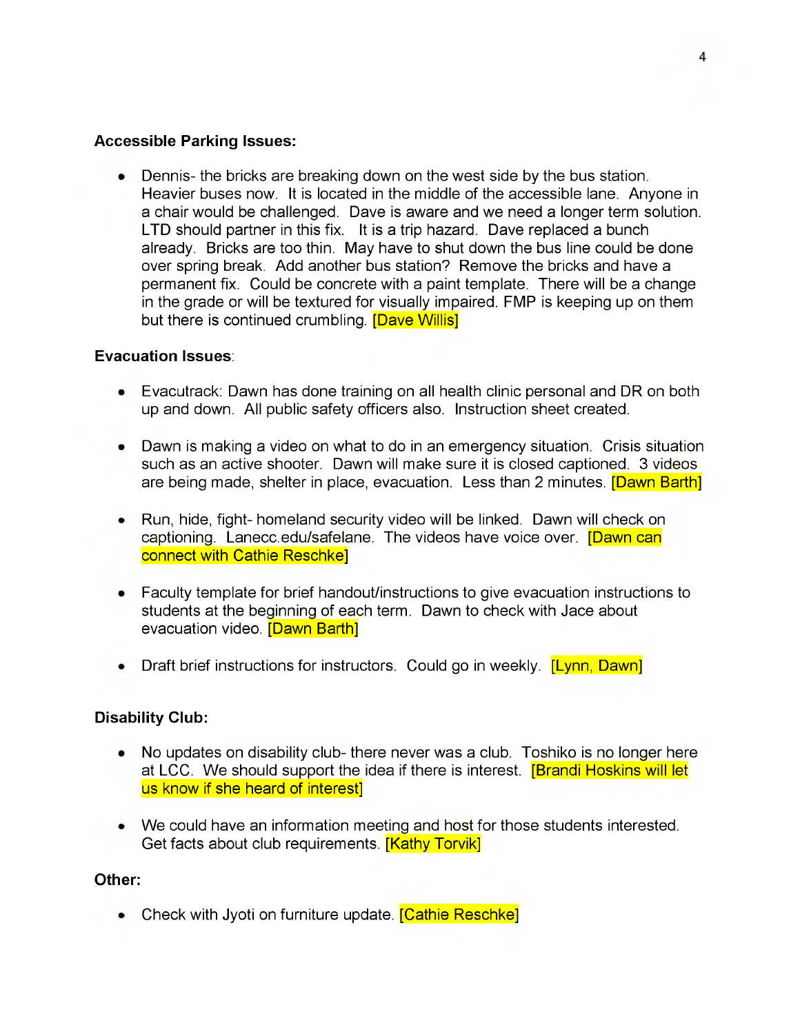**Accessible Parking Issues:**

- Dennis- the bricks are breaking down on the west side by the bus station. Heavier buses now. It is located in the middle of the accessible lane. Anyone in a chair would be challenged. Dave is aware and we need a longer term solution. LTD should partner in this fix. It is a trip hazard. Dave replaced a bunch already. Bricks are too thin. May have to shut down the bus line could be done over spring break. Add another bus station? Remove the bricks and have a permanent fix. Could be concrete with a paint template. There will be a change in the grade or will be textured for visually impaired. FMP is keeping up on them but there is continued crumbling. [Dave Willis]

**Evacuation Issues**:

- Evacutrack: Dawn has done training on all health clinic personal and DR on both up and down. All public safety officers also. Instruction sheet created.

- Dawn is making a video on what to do in an emergency situation. Crisis situation such as an active shooter. Dawn will make sure it is closed captioned. 3 videos are being made, shelter in place, evacuation. Less than 2 minutes. [Dawn Barth]

- Run, hide, fight- homeland security video will be linked. Dawn will check on captioning. Lanecc.edu/safelane. The videos have voice over. [Dawn can connect with Cathie Reschke]

- Faculty template for brief handout/instructions to give evacuation instructions to students at the beginning of each term. Dawn to check with Jace about evacuation video. [Dawn Barth]

- Draft brief instructions for instructors. Could go in weekly. [Lynn, Dawn]

**Disability Club:**

- No updates on disability club- there never was a club. Toshiko is no longer here at LCC. We should support the idea if there is interest. [Brandi Hoskins will let us know if she heard of interest]

- We could have an information meeting and host for those students interested. Get facts about club requirements. [Kathy Torvik]

**Other:**

- Check with Jyoti on furniture update. [Cathie Reschke]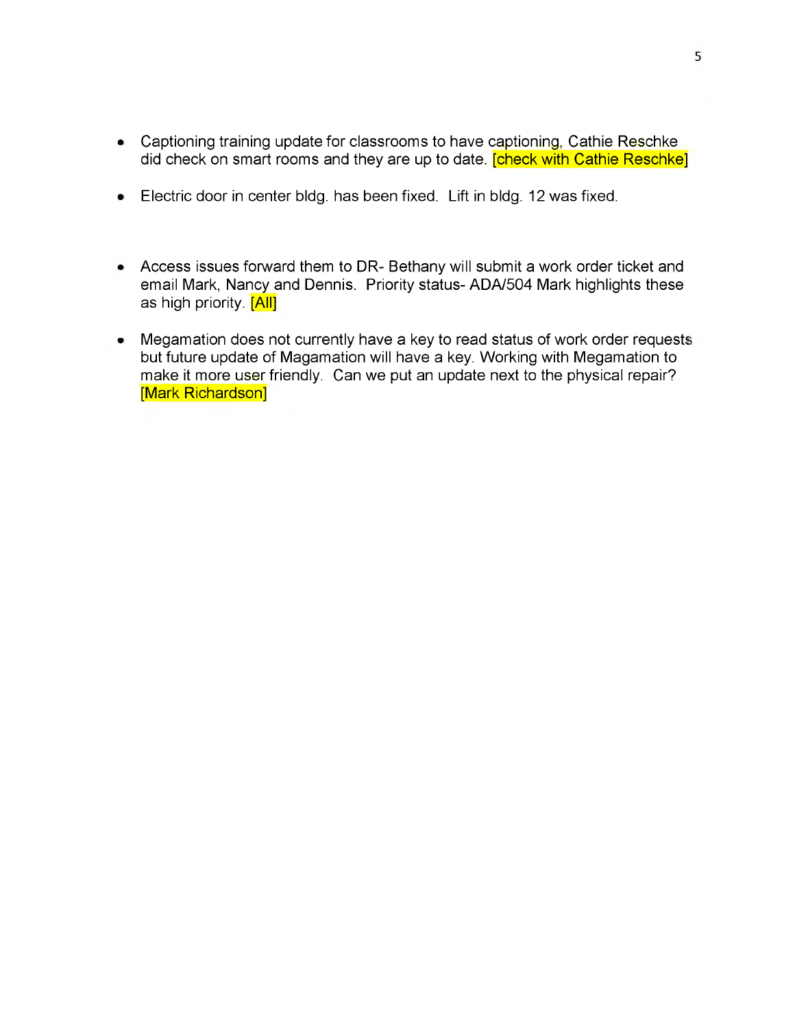- Captioning training update for classrooms to have captioning, Cathie Reschke did check on smart rooms and they are up to date. [check with Cathie Reschke]

- Electric door in center bldg. has been fixed. Lift in bldg. 12 was fixed.

- Access issues forward them to DR- Bethany will submit a work order ticket and email Mark, Nancy and Dennis. Priority status- ADA/504 Mark highlights these as high priority. [All]

- Megamation does not currently have a key to read status of work order requests but future update of Magamation will have a key. Working with Megamation to make it more user friendly. Can we put an update next to the physical repair? [Mark Richardson]